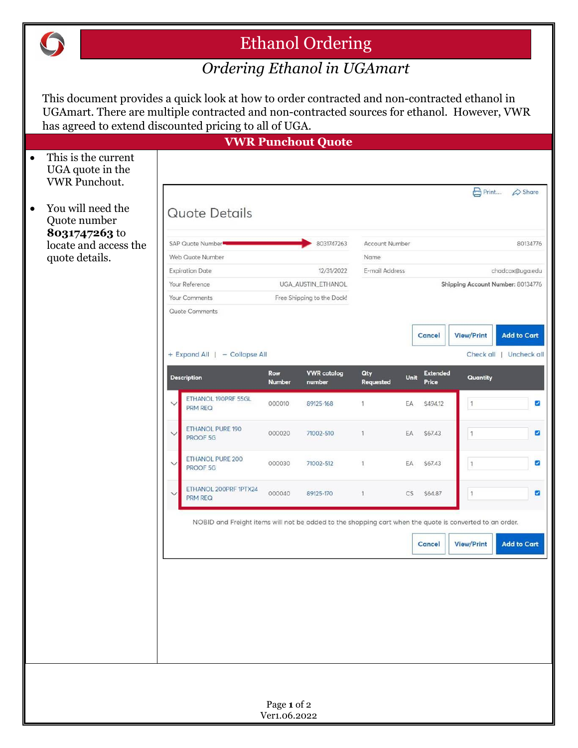# Ethanol Ordering

## *Ordering Ethanol in UGAmart*

This document provides a quick look at how to order contracted and non-contracted ethanol in UGAmart. There are multiple contracted and non-contracted sources for ethanol. However, VWR has agreed to extend discounted pricing to all of UGA.

## VWR Punchout Quote

- This is the current UGA quote in the VWR Punchout.
- You will need the Quote number **8031747263** to locate and access the quote details.

Print... Share

### Quote Details

| | | | |
|---|---|---|---|
| SAP Quote Number | 8031747263 | Account Number | 80134776 |
| Web Quote Number | | Name | |
| Expiration Date | 12/31/2022 | E-mail Address | chadcox@uga.edu |
| Your Reference | UGA_AUSTIN_ETHANOL | | **Shipping Account Number:** 80134776 |
| Your Comments | Free Shipping to the Dock! | | |
| Quote Comments | | | |

Cancel | View/Print | Add to Cart

+ Expand All | − Collapse All

Check all | Uncheck all

| Description | Row Number | VWR catalog number | Qty Requested | Unit | Extended Price | Quantity |
|---|---|---|---|---|---|---|
| ETHANOL 190PRF 55GL PRM REQ | 000010 | 89125-168 | 1 | EA | $494.12 | 1 |
| ETHANOL PURE 190 PROOF 5G | 000020 | 71002-510 | 1 | EA | $67.43 | 1 |
| ETHANOL PURE 200 PROOF 5G | 000030 | 71002-512 | 1 | EA | $67.43 | 1 |
| ETHANOL 200PRF 1PTX24 PRM REQ | 000040 | 89125-170 | 1 | CS | $64.87 | 1 |

NOBID and Freight items will not be added to the shopping cart when the quote is converted to an order.

Cancel | View/Print | Add to Cart

Ver1.06.2022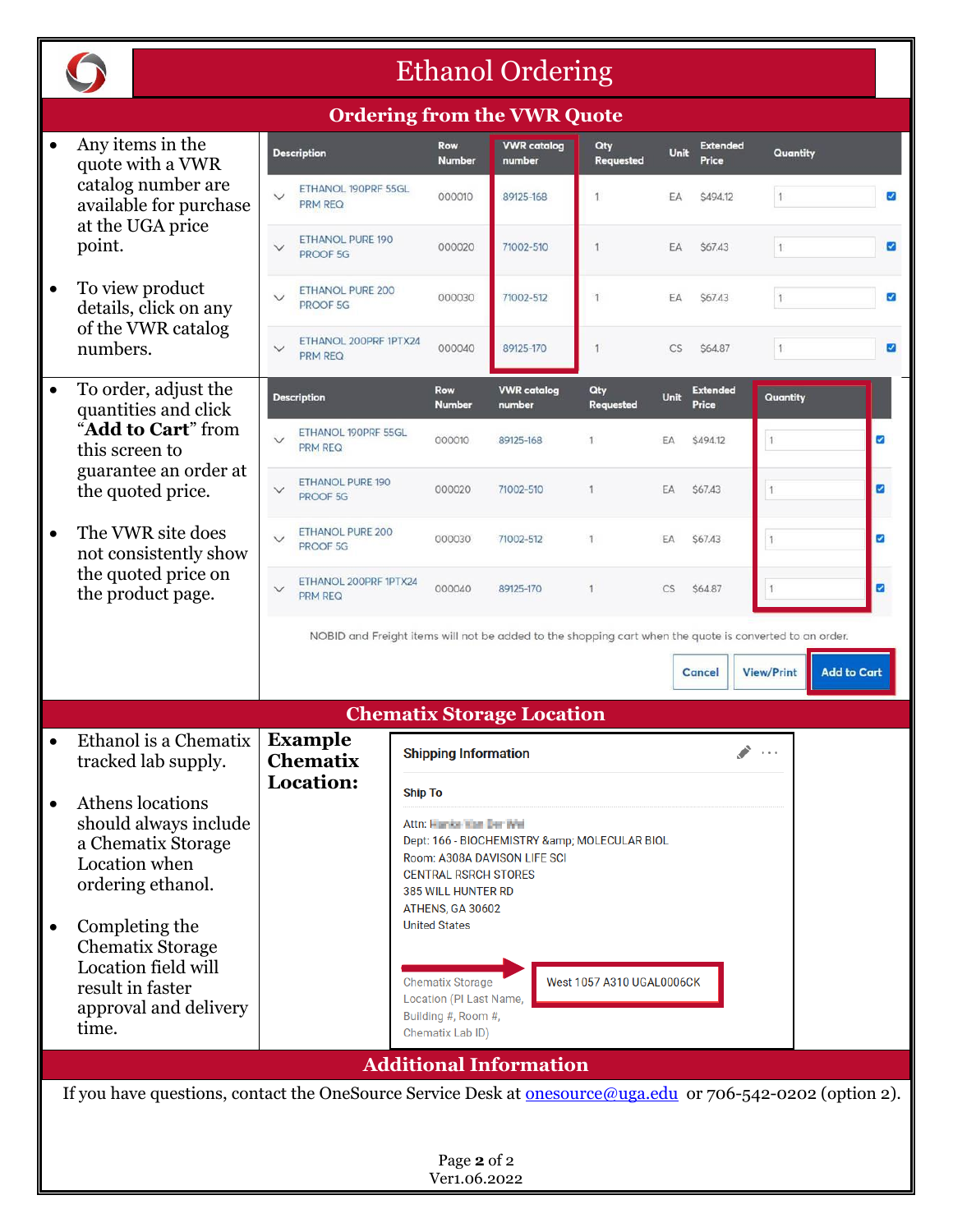# Ethanol Ordering

## Ordering from the VWR Quote

- Any items in the quote with a VWR catalog number are available for purchase at the UGA price point.
- To view product details, click on any of the VWR catalog numbers.

| Description | Row Number | VWR catalog number | Qty Requested | Unit | Extended Price | Quantity |
|---|---|---|---|---|---|---|
| ETHANOL 190PRF 55GL PRM REQ | 000010 | 89125-168 | 1 | EA | $494.12 | 1 |
| ETHANOL PURE 190 PROOF 5G | 000020 | 71002-510 | 1 | EA | $67.43 | 1 |
| ETHANOL PURE 200 PROOF 5G | 000030 | 71002-512 | 1 | EA | $67.43 | 1 |
| ETHANOL 200PRF 1PTX24 PRM REQ | 000040 | 89125-170 | 1 | CS | $64.87 | 1 |

- To order, adjust the quantities and click “**Add to Cart**” from this screen to guarantee an order at the quoted price.
- The VWR site does not consistently show the quoted price on the product page.

| Description | Row Number | VWR catalog number | Qty Requested | Unit | Extended Price | Quantity |
|---|---|---|---|---|---|---|
| ETHANOL 190PRF 55GL PRM REQ | 000010 | 89125-168 | 1 | EA | $494.12 | 1 |
| ETHANOL PURE 190 PROOF 5G | 000020 | 71002-510 | 1 | EA | $67.43 | 1 |
| ETHANOL PURE 200 PROOF 5G | 000030 | 71002-512 | 1 | EA | $67.43 | 1 |
| ETHANOL 200PRF 1PTX24 PRM REQ | 000040 | 89125-170 | 1 | CS | $64.87 | 1 |

NOBID and Freight items will not be added to the shopping cart when the quote is converted to an order.

Cancel | View/Print | Add to Cart

## Chematix Storage Location

- Ethanol is a Chematix tracked lab supply.
- Athens locations should always include a Chematix Storage Location when ordering ethanol.
- Completing the Chematix Storage Location field will result in faster approval and delivery time.

**Example Chematix Location:**

Shipping Information

Ship To

Attn:
Dept: 166 - BIOCHEMISTRY &amp; MOLECULAR BIOL
Room: A308A DAVISON LIFE SCI
CENTRAL RSRCH STORES
385 WILL HUNTER RD
ATHENS, GA 30602
United States

Chematix Storage Location (PI Last Name, Building #, Room #, Chematix Lab ID): West 1057 A310 UGAL0006CK

## Additional Information

If you have questions, contact the OneSource Service Desk at onesource@uga.edu or 706-542-0202 (option 2).

Ver1.06.2022